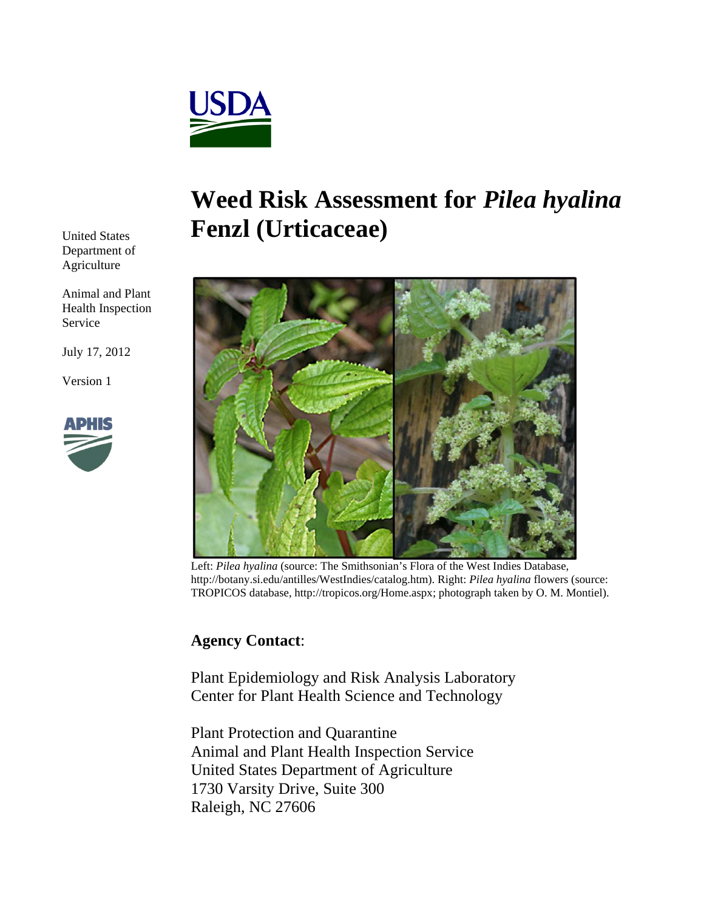# Weed Risk Assessment for *Pilea hyalina* Fenzl (Urticaceae)

United States Department of Agriculture

Animal and Plant Health Inspection Service

July 17, 2012

Version 1

Left: *Pilea hyalina* (source: The Smithsonian's Flora of the West Indies Database, http://botany.si.edu/antilles/WestIndies/catalog.htm). Right: *Pilea hyalina* flowers (source: TROPICOS database, http://tropicos.org/Home.aspx; photograph taken by O. M. Montiel).

**Agency Contact**:

Plant Epidemiology and Risk Analysis Laboratory
Center for Plant Health Science and Technology

Plant Protection and Quarantine
Animal and Plant Health Inspection Service
United States Department of Agriculture
1730 Varsity Drive, Suite 300
Raleigh, NC 27606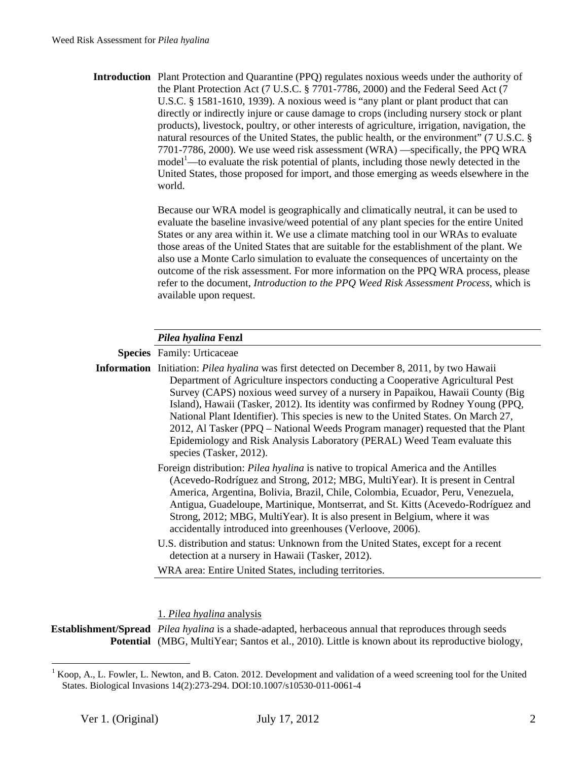**Introduction** Plant Protection and Quarantine (PPQ) regulates noxious weeds under the authority of the Plant Protection Act (7 U.S.C. § 7701-7786, 2000) and the Federal Seed Act (7 U.S.C. § 1581-1610, 1939). A noxious weed is "any plant or plant product that can directly or indirectly injure or cause damage to crops (including nursery stock or plant products), livestock, poultry, or other interests of agriculture, irrigation, navigation, the natural resources of the United States, the public health, or the environment" (7 U.S.C. § 7701-7786, 2000). We use weed risk assessment (WRA) —specifically, the PPQ WRA model[1]—to evaluate the risk potential of plants, including those newly detected in the United States, those proposed for import, and those emerging as weeds elsewhere in the world.

Because our WRA model is geographically and climatically neutral, it can be used to evaluate the baseline invasive/weed potential of any plant species for the entire United States or any area within it. We use a climate matching tool in our WRAs to evaluate those areas of the United States that are suitable for the establishment of the plant. We also use a Monte Carlo simulation to evaluate the consequences of uncertainty on the outcome of the risk assessment. For more information on the PPQ WRA process, please refer to the document, *Introduction to the PPQ Weed Risk Assessment Process*, which is available upon request.

***Pilea hyalina* Fenzl**

**Species Information** Family: Urticaceae

Initiation: *Pilea hyalina* was first detected on December 8, 2011, by two Hawaii Department of Agriculture inspectors conducting a Cooperative Agricultural Pest Survey (CAPS) noxious weed survey of a nursery in Papaikou, Hawaii County (Big Island), Hawaii (Tasker, 2012). Its identity was confirmed by Rodney Young (PPQ, National Plant Identifier). This species is new to the United States. On March 27, 2012, Al Tasker (PPQ – National Weeds Program manager) requested that the Plant Epidemiology and Risk Analysis Laboratory (PERAL) Weed Team evaluate this species (Tasker, 2012).

Foreign distribution: *Pilea hyalina* is native to tropical America and the Antilles (Acevedo-Rodríguez and Strong, 2012; MBG, MultiYear). It is present in Central America, Argentina, Bolivia, Brazil, Chile, Colombia, Ecuador, Peru, Venezuela, Antigua, Guadeloupe, Martinique, Montserrat, and St. Kitts (Acevedo-Rodríguez and Strong, 2012; MBG, MultiYear). It is also present in Belgium, where it was accidentally introduced into greenhouses (Verloove, 2006).

U.S. distribution and status: Unknown from the United States, except for a recent detection at a nursery in Hawaii (Tasker, 2012).

WRA area: Entire United States, including territories.

1. *Pilea hyalina* analysis

**Establishment/Spread Potential** *Pilea hyalina* is a shade-adapted, herbaceous annual that reproduces through seeds (MBG, MultiYear; Santos et al., 2010). Little is known about its reproductive biology,

[1] Koop, A., L. Fowler, L. Newton, and B. Caton. 2012. Development and validation of a weed screening tool for the United States. Biological Invasions 14(2):273-294. DOI:10.1007/s10530-011-0061-4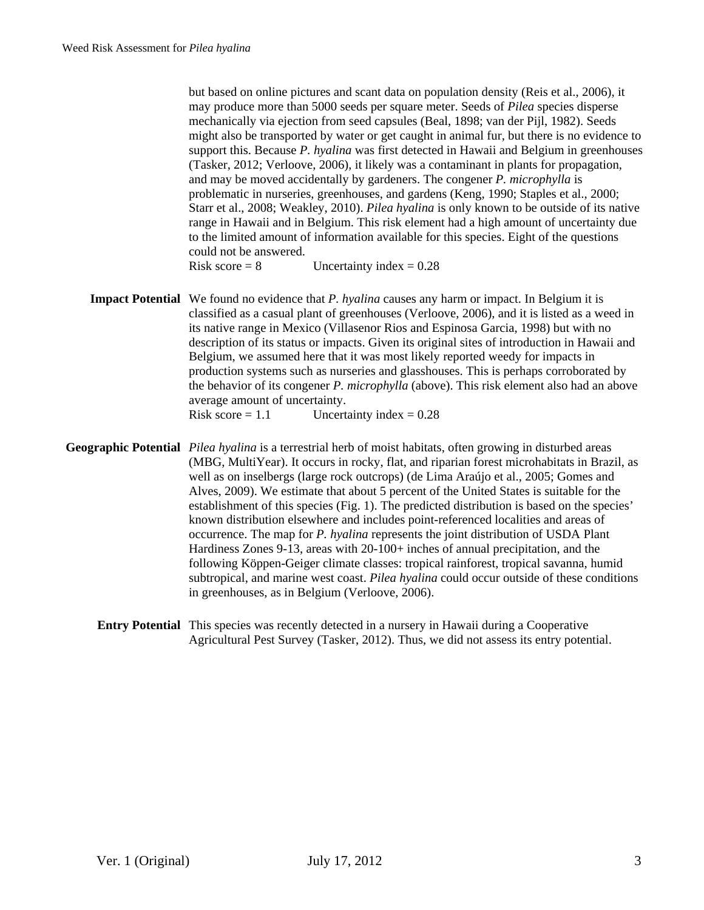but based on online pictures and scant data on population density (Reis et al., 2006), it may produce more than 5000 seeds per square meter. Seeds of *Pilea* species disperse mechanically via ejection from seed capsules (Beal, 1898; van der Pijl, 1982). Seeds might also be transported by water or get caught in animal fur, but there is no evidence to support this. Because *P. hyalina* was first detected in Hawaii and Belgium in greenhouses (Tasker, 2012; Verloove, 2006), it likely was a contaminant in plants for propagation, and may be moved accidentally by gardeners. The congener *P. microphylla* is problematic in nurseries, greenhouses, and gardens (Keng, 1990; Staples et al., 2000; Starr et al., 2008; Weakley, 2010). *Pilea hyalina* is only known to be outside of its native range in Hawaii and in Belgium. This risk element had a high amount of uncertainty due to the limited amount of information available for this species. Eight of the questions could not be answered.

Risk score = 8 Uncertainty index = 0.28

**Impact Potential** We found no evidence that *P. hyalina* causes any harm or impact. In Belgium it is classified as a casual plant of greenhouses (Verloove, 2006), and it is listed as a weed in its native range in Mexico (Villasenor Rios and Espinosa Garcia, 1998) but with no description of its status or impacts. Given its original sites of introduction in Hawaii and Belgium, we assumed here that it was most likely reported weedy for impacts in production systems such as nurseries and glasshouses. This is perhaps corroborated by the behavior of its congener *P. microphylla* (above). This risk element also had an above average amount of uncertainty.

Risk score = 1.1 Uncertainty index = 0.28

**Geographic Potential** *Pilea hyalina* is a terrestrial herb of moist habitats, often growing in disturbed areas (MBG, MultiYear). It occurs in rocky, flat, and riparian forest microhabitats in Brazil, as well as on inselbergs (large rock outcrops) (de Lima Araújo et al., 2005; Gomes and Alves, 2009). We estimate that about 5 percent of the United States is suitable for the establishment of this species (Fig. 1). The predicted distribution is based on the species' known distribution elsewhere and includes point-referenced localities and areas of occurrence. The map for *P. hyalina* represents the joint distribution of USDA Plant Hardiness Zones 9-13, areas with 20-100+ inches of annual precipitation, and the following Köppen-Geiger climate classes: tropical rainforest, tropical savanna, humid subtropical, and marine west coast. *Pilea hyalina* could occur outside of these conditions in greenhouses, as in Belgium (Verloove, 2006).

**Entry Potential** This species was recently detected in a nursery in Hawaii during a Cooperative Agricultural Pest Survey (Tasker, 2012). Thus, we did not assess its entry potential.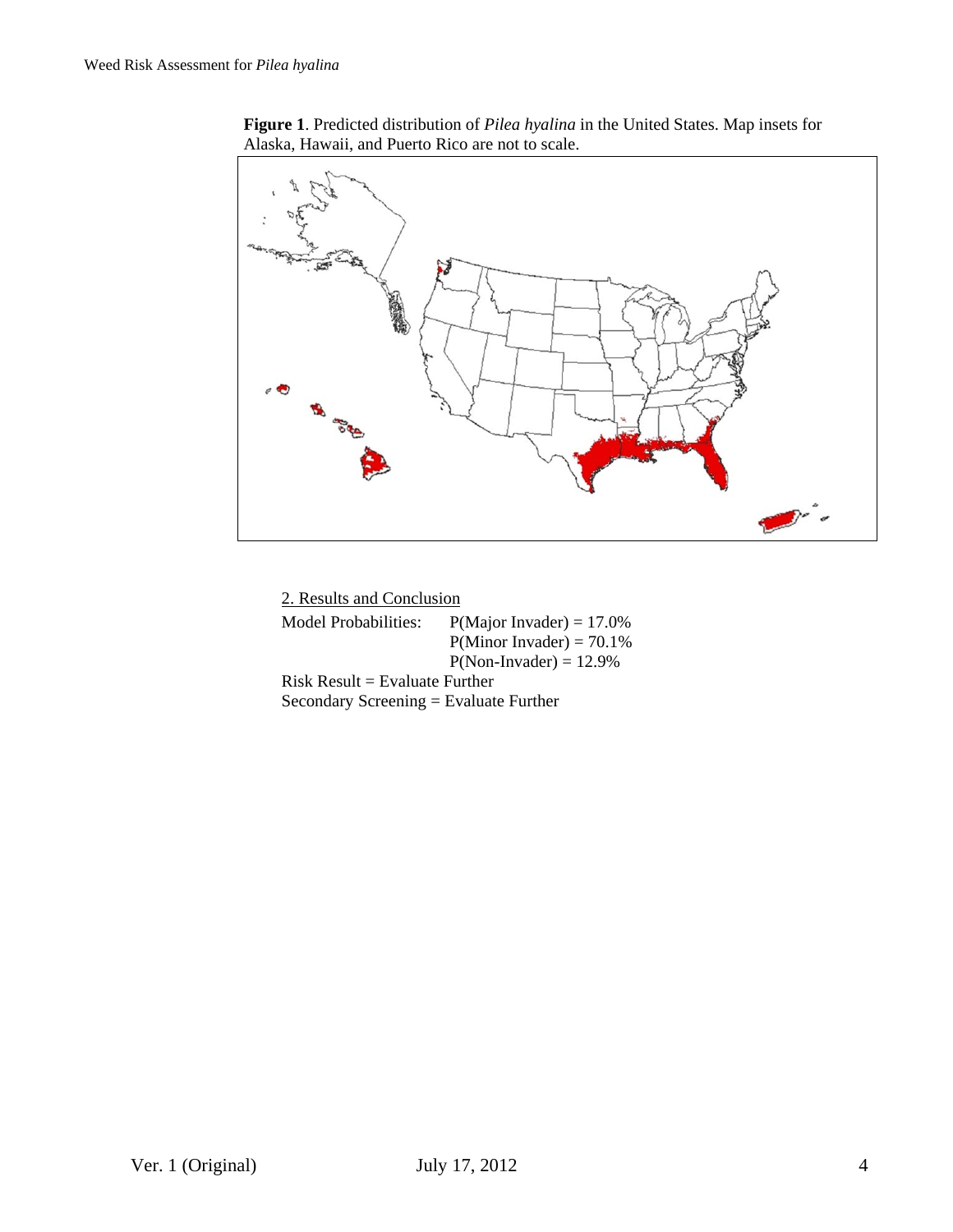**Figure 1**. Predicted distribution of *Pilea hyalina* in the United States. Map insets for Alaska, Hawaii, and Puerto Rico are not to scale.

2. Results and Conclusion

Model Probabilities: P(Major Invader) = 17.0%
P(Minor Invader) = 70.1%
P(Non-Invader) = 12.9%

Risk Result = Evaluate Further

Secondary Screening = Evaluate Further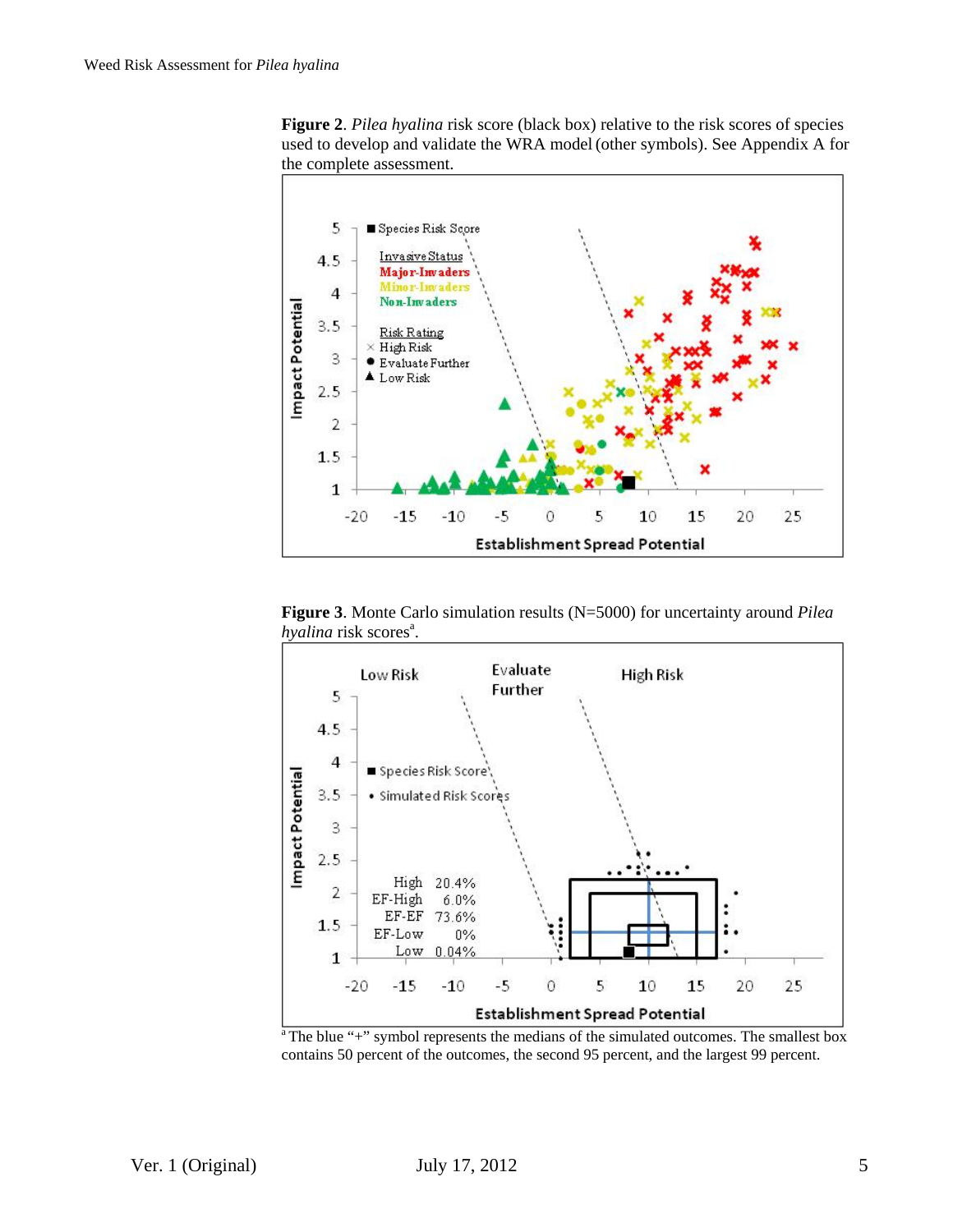**Figure 2**. *Pilea hyalina* risk score (black box) relative to the risk scores of species used to develop and validate the WRA model (other symbols). See Appendix A for the complete assessment.

**Figure 3**. Monte Carlo simulation results (N=5000) for uncertainty around *Pilea hyalina* risk scores[a].

[a] The blue "+" symbol represents the medians of the simulated outcomes. The smallest box contains 50 percent of the outcomes, the second 95 percent, and the largest 99 percent.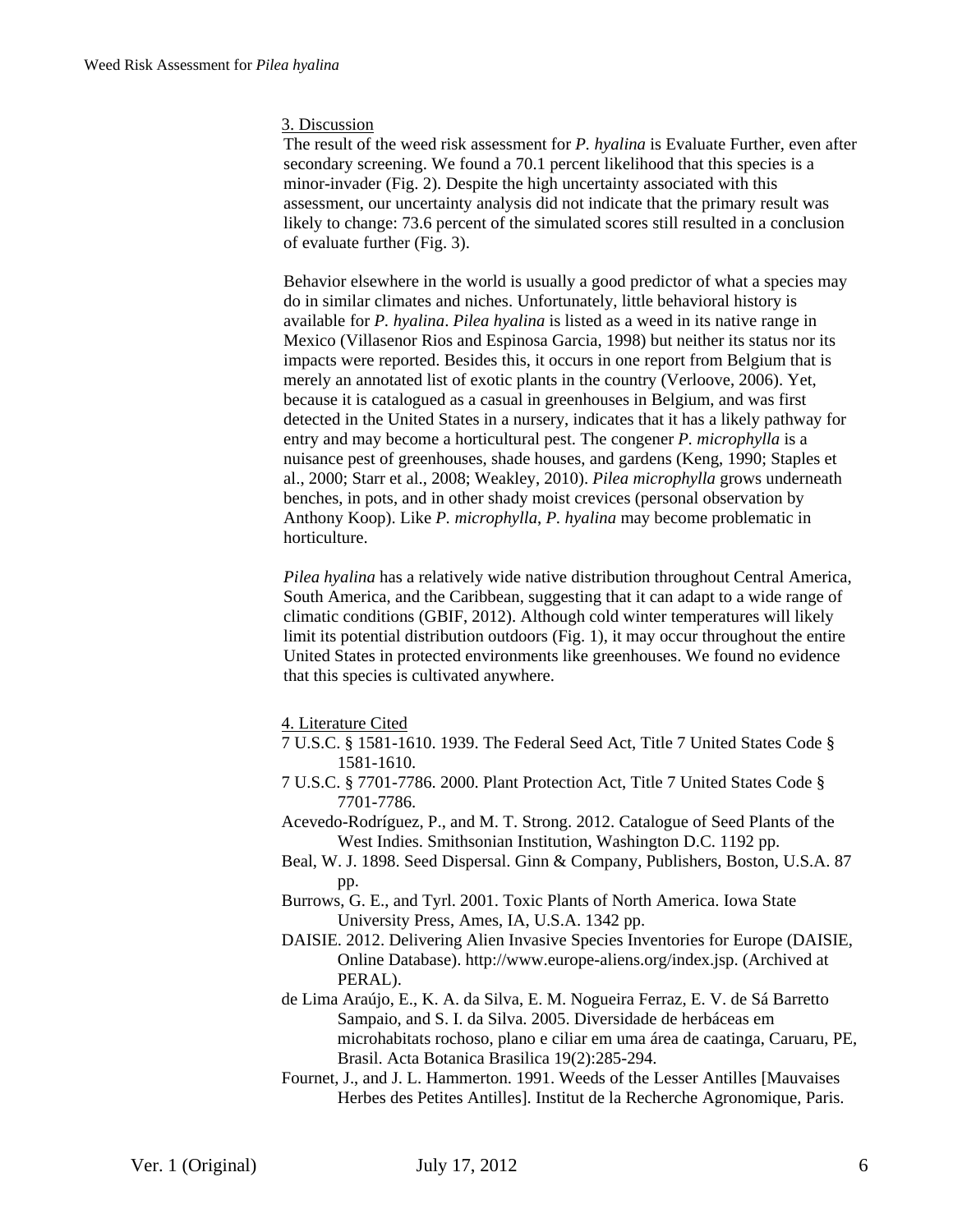## 3. Discussion

The result of the weed risk assessment for *P. hyalina* is Evaluate Further, even after secondary screening. We found a 70.1 percent likelihood that this species is a minor-invader (Fig. 2). Despite the high uncertainty associated with this assessment, our uncertainty analysis did not indicate that the primary result was likely to change: 73.6 percent of the simulated scores still resulted in a conclusion of evaluate further (Fig. 3).

Behavior elsewhere in the world is usually a good predictor of what a species may do in similar climates and niches. Unfortunately, little behavioral history is available for *P. hyalina*. *Pilea hyalina* is listed as a weed in its native range in Mexico (Villasenor Rios and Espinosa Garcia, 1998) but neither its status nor its impacts were reported. Besides this, it occurs in one report from Belgium that is merely an annotated list of exotic plants in the country (Verloove, 2006). Yet, because it is catalogued as a casual in greenhouses in Belgium, and was first detected in the United States in a nursery, indicates that it has a likely pathway for entry and may become a horticultural pest. The congener *P. microphylla* is a nuisance pest of greenhouses, shade houses, and gardens (Keng, 1990; Staples et al., 2000; Starr et al., 2008; Weakley, 2010). *Pilea microphylla* grows underneath benches, in pots, and in other shady moist crevices (personal observation by Anthony Koop). Like *P. microphylla*, *P. hyalina* may become problematic in horticulture.

*Pilea hyalina* has a relatively wide native distribution throughout Central America, South America, and the Caribbean, suggesting that it can adapt to a wide range of climatic conditions (GBIF, 2012). Although cold winter temperatures will likely limit its potential distribution outdoors (Fig. 1), it may occur throughout the entire United States in protected environments like greenhouses. We found no evidence that this species is cultivated anywhere.

## 4. Literature Cited

7 U.S.C. § 1581-1610. 1939. The Federal Seed Act, Title 7 United States Code § 1581-1610.

7 U.S.C. § 7701-7786. 2000. Plant Protection Act, Title 7 United States Code § 7701-7786.

Acevedo-Rodríguez, P., and M. T. Strong. 2012. Catalogue of Seed Plants of the West Indies. Smithsonian Institution, Washington D.C. 1192 pp.

Beal, W. J. 1898. Seed Dispersal. Ginn & Company, Publishers, Boston, U.S.A. 87 pp.

Burrows, G. E., and Tyrl. 2001. Toxic Plants of North America. Iowa State University Press, Ames, IA, U.S.A. 1342 pp.

DAISIE. 2012. Delivering Alien Invasive Species Inventories for Europe (DAISIE, Online Database). http://www.europe-aliens.org/index.jsp. (Archived at PERAL).

de Lima Araújo, E., K. A. da Silva, E. M. Nogueira Ferraz, E. V. de Sá Barretto Sampaio, and S. I. da Silva. 2005. Diversidade de herbáceas em microhabitats rochoso, plano e ciliar em uma área de caatinga, Caruaru, PE, Brasil. Acta Botanica Brasilica 19(2):285-294.

Fournet, J., and J. L. Hammerton. 1991. Weeds of the Lesser Antilles [Mauvaises Herbes des Petites Antilles]. Institut de la Recherche Agronomique, Paris.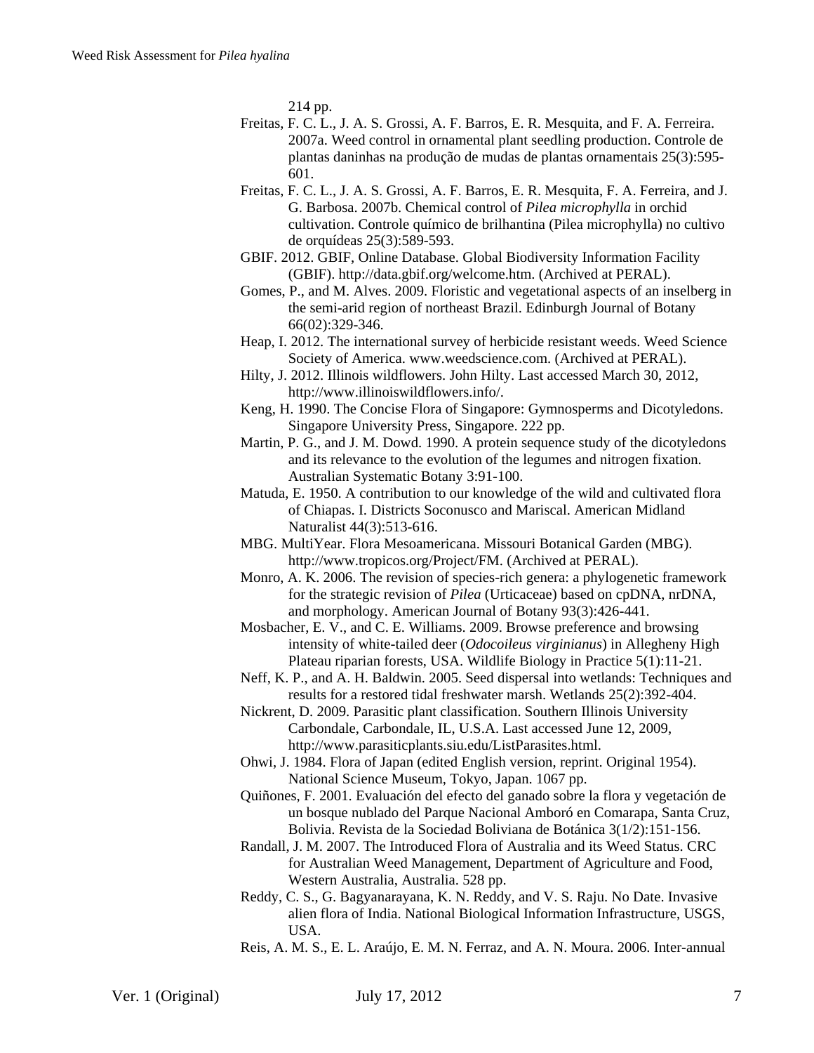214 pp.

Freitas, F. C. L., J. A. S. Grossi, A. F. Barros, E. R. Mesquita, and F. A. Ferreira. 2007a. Weed control in ornamental plant seedling production. Controle de plantas daninhas na produção de mudas de plantas ornamentais 25(3):595-601.

Freitas, F. C. L., J. A. S. Grossi, A. F. Barros, E. R. Mesquita, F. A. Ferreira, and J. G. Barbosa. 2007b. Chemical control of *Pilea microphylla* in orchid cultivation. Controle químico de brilhantina (Pilea microphylla) no cultivo de orquídeas 25(3):589-593.

GBIF. 2012. GBIF, Online Database. Global Biodiversity Information Facility (GBIF). http://data.gbif.org/welcome.htm. (Archived at PERAL).

Gomes, P., and M. Alves. 2009. Floristic and vegetational aspects of an inselberg in the semi-arid region of northeast Brazil. Edinburgh Journal of Botany 66(02):329-346.

Heap, I. 2012. The international survey of herbicide resistant weeds. Weed Science Society of America. www.weedscience.com. (Archived at PERAL).

Hilty, J. 2012. Illinois wildflowers. John Hilty. Last accessed March 30, 2012, http://www.illinoiswildflowers.info/.

Keng, H. 1990. The Concise Flora of Singapore: Gymnosperms and Dicotyledons. Singapore University Press, Singapore. 222 pp.

Martin, P. G., and J. M. Dowd. 1990. A protein sequence study of the dicotyledons and its relevance to the evolution of the legumes and nitrogen fixation. Australian Systematic Botany 3:91-100.

Matuda, E. 1950. A contribution to our knowledge of the wild and cultivated flora of Chiapas. I. Districts Soconusco and Mariscal. American Midland Naturalist 44(3):513-616.

MBG. MultiYear. Flora Mesoamericana. Missouri Botanical Garden (MBG). http://www.tropicos.org/Project/FM. (Archived at PERAL).

Monro, A. K. 2006. The revision of species-rich genera: a phylogenetic framework for the strategic revision of *Pilea* (Urticaceae) based on cpDNA, nrDNA, and morphology. American Journal of Botany 93(3):426-441.

Mosbacher, E. V., and C. E. Williams. 2009. Browse preference and browsing intensity of white-tailed deer (*Odocoileus virginianus*) in Allegheny High Plateau riparian forests, USA. Wildlife Biology in Practice 5(1):11-21.

Neff, K. P., and A. H. Baldwin. 2005. Seed dispersal into wetlands: Techniques and results for a restored tidal freshwater marsh. Wetlands 25(2):392-404.

Nickrent, D. 2009. Parasitic plant classification. Southern Illinois University Carbondale, Carbondale, IL, U.S.A. Last accessed June 12, 2009, http://www.parasiticplants.siu.edu/ListParasites.html.

Ohwi, J. 1984. Flora of Japan (edited English version, reprint. Original 1954). National Science Museum, Tokyo, Japan. 1067 pp.

Quiñones, F. 2001. Evaluación del efecto del ganado sobre la flora y vegetación de un bosque nublado del Parque Nacional Amboró en Comarapa, Santa Cruz, Bolivia. Revista de la Sociedad Boliviana de Botánica 3(1/2):151-156.

Randall, J. M. 2007. The Introduced Flora of Australia and its Weed Status. CRC for Australian Weed Management, Department of Agriculture and Food, Western Australia, Australia. 528 pp.

Reddy, C. S., G. Bagyanarayana, K. N. Reddy, and V. S. Raju. No Date. Invasive alien flora of India. National Biological Information Infrastructure, USGS, USA.

Reis, A. M. S., E. L. Araújo, E. M. N. Ferraz, and A. N. Moura. 2006. Inter-annual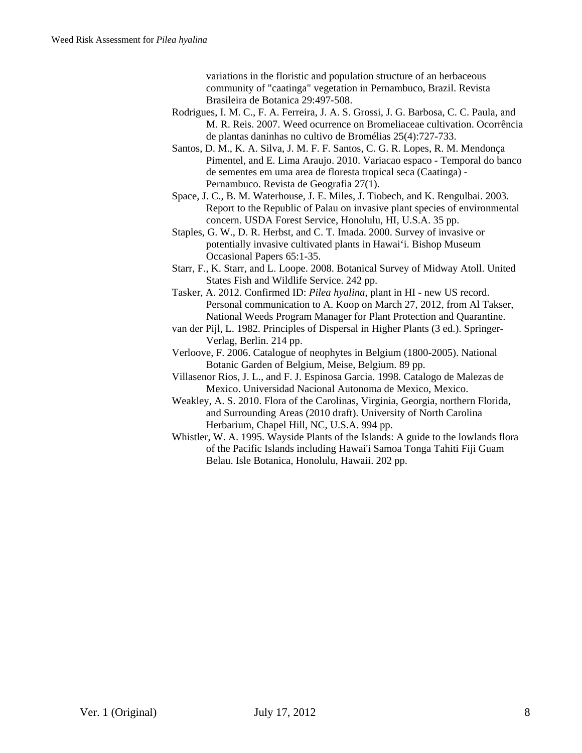variations in the floristic and population structure of an herbaceous community of "caatinga" vegetation in Pernambuco, Brazil. Revista Brasileira de Botanica 29:497-508.

Rodrigues, I. M. C., F. A. Ferreira, J. A. S. Grossi, J. G. Barbosa, C. C. Paula, and M. R. Reis. 2007. Weed ocurrence on Bromeliaceae cultivation. Ocorrência de plantas daninhas no cultivo de Bromélias 25(4):727-733.

Santos, D. M., K. A. Silva, J. M. F. F. Santos, C. G. R. Lopes, R. M. Mendonça Pimentel, and E. Lima Araujo. 2010. Variacao espaco - Temporal do banco de sementes em uma area de floresta tropical seca (Caatinga) - Pernambuco. Revista de Geografia 27(1).

Space, J. C., B. M. Waterhouse, J. E. Miles, J. Tiobech, and K. Rengulbai. 2003. Report to the Republic of Palau on invasive plant species of environmental concern. USDA Forest Service, Honolulu, HI, U.S.A. 35 pp.

Staples, G. W., D. R. Herbst, and C. T. Imada. 2000. Survey of invasive or potentially invasive cultivated plants in Hawai'i. Bishop Museum Occasional Papers 65:1-35.

Starr, F., K. Starr, and L. Loope. 2008. Botanical Survey of Midway Atoll. United States Fish and Wildlife Service. 242 pp.

Tasker, A. 2012. Confirmed ID: *Pilea hyalina*, plant in HI - new US record. Personal communication to A. Koop on March 27, 2012, from Al Takser, National Weeds Program Manager for Plant Protection and Quarantine.

van der Pijl, L. 1982. Principles of Dispersal in Higher Plants (3 ed.). Springer-Verlag, Berlin. 214 pp.

Verloove, F. 2006. Catalogue of neophytes in Belgium (1800-2005). National Botanic Garden of Belgium, Meise, Belgium. 89 pp.

Villasenor Rios, J. L., and F. J. Espinosa Garcia. 1998. Catalogo de Malezas de Mexico. Universidad Nacional Autonoma de Mexico, Mexico.

Weakley, A. S. 2010. Flora of the Carolinas, Virginia, Georgia, northern Florida, and Surrounding Areas (2010 draft). University of North Carolina Herbarium, Chapel Hill, NC, U.S.A. 994 pp.

Whistler, W. A. 1995. Wayside Plants of the Islands: A guide to the lowlands flora of the Pacific Islands including Hawai'i Samoa Tonga Tahiti Fiji Guam Belau. Isle Botanica, Honolulu, Hawaii. 202 pp.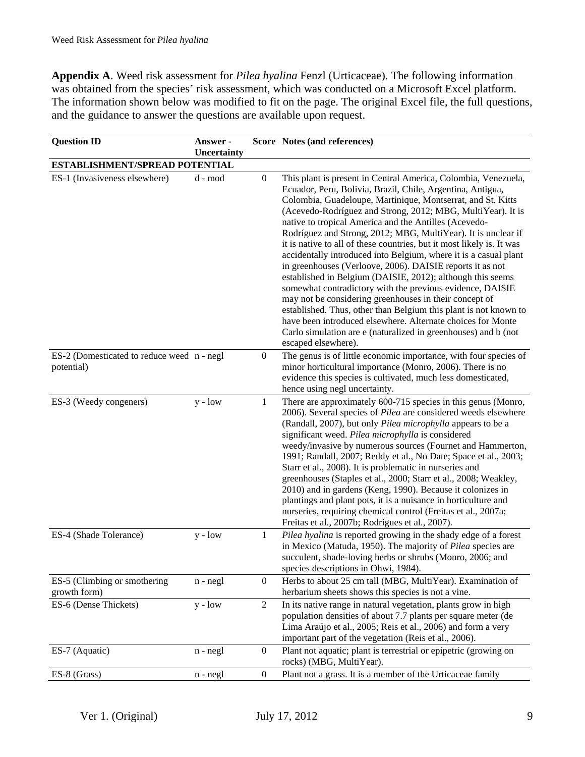**Appendix A**. Weed risk assessment for *Pilea hyalina* Fenzl (Urticaceae). The following information was obtained from the species' risk assessment, which was conducted on a Microsoft Excel platform. The information shown below was modified to fit on the page. The original Excel file, the full questions, and the guidance to answer the questions are available upon request.

| Question ID | Answer - Uncertainty | Score | Notes (and references) |
|---|---|---|---|
| **ESTABLISHMENT/SPREAD POTENTIAL** | | | |
| ES-1 (Invasiveness elsewhere) | d - mod | 0 | This plant is present in Central America, Colombia, Venezuela, Ecuador, Peru, Bolivia, Brazil, Chile, Argentina, Antigua, Colombia, Guadeloupe, Martinique, Montserrat, and St. Kitts (Acevedo-Rodríguez and Strong, 2012; MBG, MultiYear). It is native to tropical America and the Antilles (Acevedo-Rodríguez and Strong, 2012; MBG, MultiYear). It is unclear if it is native to all of these countries, but it most likely is. It was accidentally introduced into Belgium, where it is a casual plant in greenhouses (Verloove, 2006). DAISIE reports it as not established in Belgium (DAISIE, 2012); although this seems somewhat contradictory with the previous evidence, DAISIE may not be considering greenhouses in their concept of established. Thus, other than Belgium this plant is not known to have been introduced elsewhere. Alternate choices for Monte Carlo simulation are e (naturalized in greenhouses) and b (not escaped elsewhere). |
| ES-2 (Domesticated to reduce weed potential) | n - negl | 0 | The genus is of little economic importance, with four species of minor horticultural importance (Monro, 2006). There is no evidence this species is cultivated, much less domesticated, hence using negl uncertainty. |
| ES-3 (Weedy congeners) | y - low | 1 | There are approximately 600-715 species in this genus (Monro, 2006). Several species of *Pilea* are considered weeds elsewhere (Randall, 2007), but only *Pilea microphylla* appears to be a significant weed. *Pilea microphylla* is considered weedy/invasive by numerous sources (Fournet and Hammerton, 1991; Randall, 2007; Reddy et al., No Date; Space et al., 2003; Starr et al., 2008). It is problematic in nurseries and greenhouses (Staples et al., 2000; Starr et al., 2008; Weakley, 2010) and in gardens (Keng, 1990). Because it colonizes in plantings and plant pots, it is a nuisance in horticulture and nurseries, requiring chemical control (Freitas et al., 2007a; Freitas et al., 2007b; Rodrigues et al., 2007). |
| ES-4 (Shade Tolerance) | y - low | 1 | *Pilea hyalina* is reported growing in the shady edge of a forest in Mexico (Matuda, 1950). The majority of *Pilea* species are succulent, shade-loving herbs or shrubs (Monro, 2006; and species descriptions in Ohwi, 1984). |
| ES-5 (Climbing or smothering growth form) | n - negl | 0 | Herbs to about 25 cm tall (MBG, MultiYear). Examination of herbarium sheets shows this species is not a vine. |
| ES-6 (Dense Thickets) | y - low | 2 | In its native range in natural vegetation, plants grow in high population densities of about 7.7 plants per square meter (de Lima Araújo et al., 2005; Reis et al., 2006) and form a very important part of the vegetation (Reis et al., 2006). |
| ES-7 (Aquatic) | n - negl | 0 | Plant not aquatic; plant is terrestrial or epipetric (growing on rocks) (MBG, MultiYear). |
| ES-8 (Grass) | n - negl | 0 | Plant not a grass. It is a member of the Urticaceae family |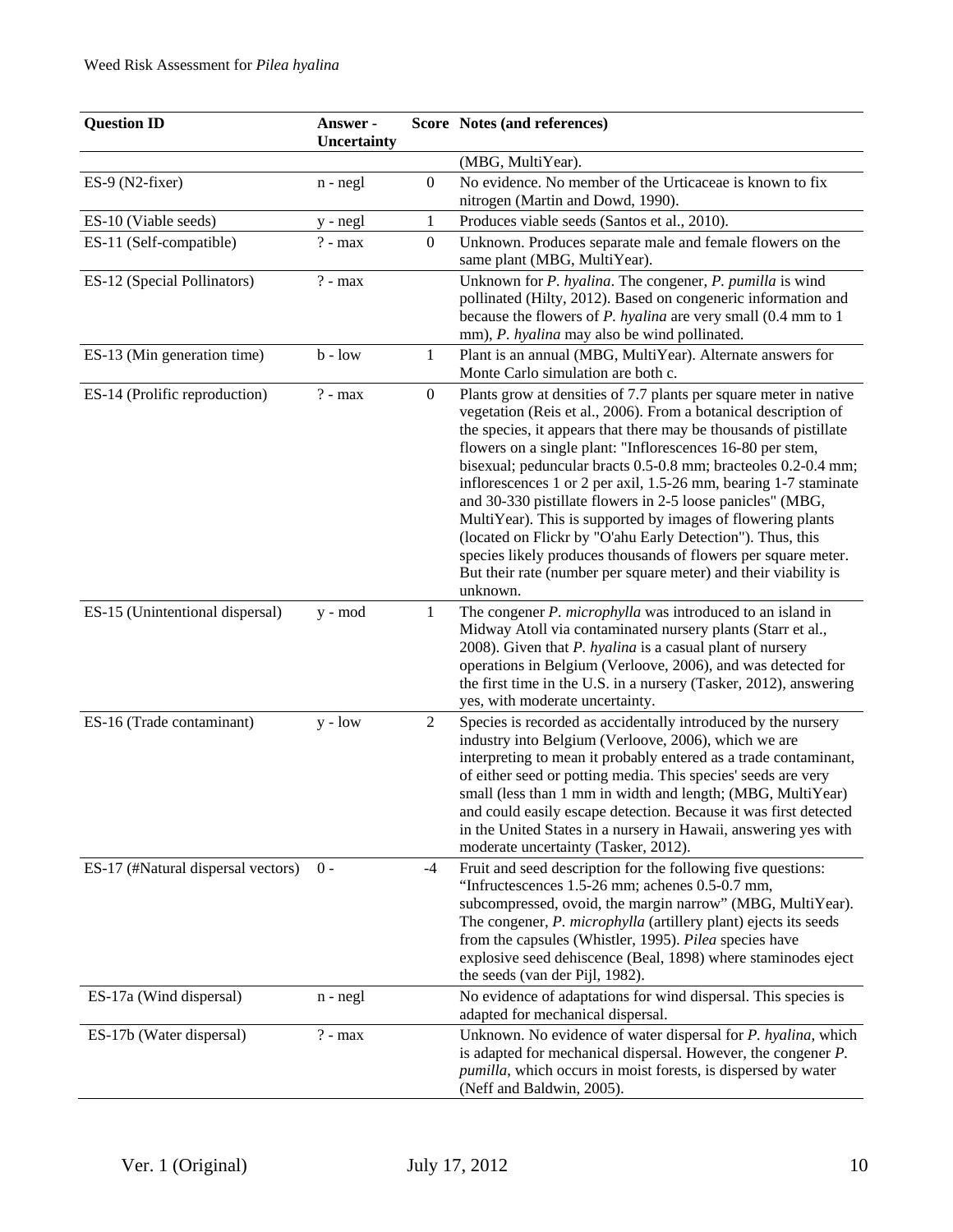| Question ID | Answer - Uncertainty | Score | Notes (and references) |
|---|---|---|---|
| | | | (MBG, MultiYear). |
| ES-9 (N2-fixer) | n - negl | 0 | No evidence. No member of the Urticaceae is known to fix nitrogen (Martin and Dowd, 1990). |
| ES-10 (Viable seeds) | y - negl | 1 | Produces viable seeds (Santos et al., 2010). |
| ES-11 (Self-compatible) | ? - max | 0 | Unknown. Produces separate male and female flowers on the same plant (MBG, MultiYear). |
| ES-12 (Special Pollinators) | ? - max | | Unknown for *P. hyalina*. The congener, *P. pumilla* is wind pollinated (Hilty, 2012). Based on congeneric information and because the flowers of *P. hyalina* are very small (0.4 mm to 1 mm), *P. hyalina* may also be wind pollinated. |
| ES-13 (Min generation time) | b - low | 1 | Plant is an annual (MBG, MultiYear). Alternate answers for Monte Carlo simulation are both c. |
| ES-14 (Prolific reproduction) | ? - max | 0 | Plants grow at densities of 7.7 plants per square meter in native vegetation (Reis et al., 2006). From a botanical description of the species, it appears that there may be thousands of pistillate flowers on a single plant: "Inflorescences 16-80 per stem, bisexual; peduncular bracts 0.5-0.8 mm; bracteoles 0.2-0.4 mm; inflorescences 1 or 2 per axil, 1.5-26 mm, bearing 1-7 staminate and 30-330 pistillate flowers in 2-5 loose panicles" (MBG, MultiYear). This is supported by images of flowering plants (located on Flickr by "O'ahu Early Detection"). Thus, this species likely produces thousands of flowers per square meter. But their rate (number per square meter) and their viability is unknown. |
| ES-15 (Unintentional dispersal) | y - mod | 1 | The congener *P. microphylla* was introduced to an island in Midway Atoll via contaminated nursery plants (Starr et al., 2008). Given that *P. hyalina* is a casual plant of nursery operations in Belgium (Verloove, 2006), and was detected for the first time in the U.S. in a nursery (Tasker, 2012), answering yes, with moderate uncertainty. |
| ES-16 (Trade contaminant) | y - low | 2 | Species is recorded as accidentally introduced by the nursery industry into Belgium (Verloove, 2006), which we are interpreting to mean it probably entered as a trade contaminant, of either seed or potting media. This species' seeds are very small (less than 1 mm in width and length; (MBG, MultiYear) and could easily escape detection. Because it was first detected in the United States in a nursery in Hawaii, answering yes with moderate uncertainty (Tasker, 2012). |
| ES-17 (#Natural dispersal vectors) | 0 - | -4 | Fruit and seed description for the following five questions: "Infructescences 1.5-26 mm; achenes 0.5-0.7 mm, subcompressed, ovoid, the margin narrow" (MBG, MultiYear). The congener, *P. microphylla* (artillery plant) ejects its seeds from the capsules (Whistler, 1995). *Pilea* species have explosive seed dehiscence (Beal, 1898) where staminodes eject the seeds (van der Pijl, 1982). |
| ES-17a (Wind dispersal) | n - negl | | No evidence of adaptations for wind dispersal. This species is adapted for mechanical dispersal. |
| ES-17b (Water dispersal) | ? - max | | Unknown. No evidence of water dispersal for *P. hyalina*, which is adapted for mechanical dispersal. However, the congener *P. pumilla*, which occurs in moist forests, is dispersed by water (Neff and Baldwin, 2005). |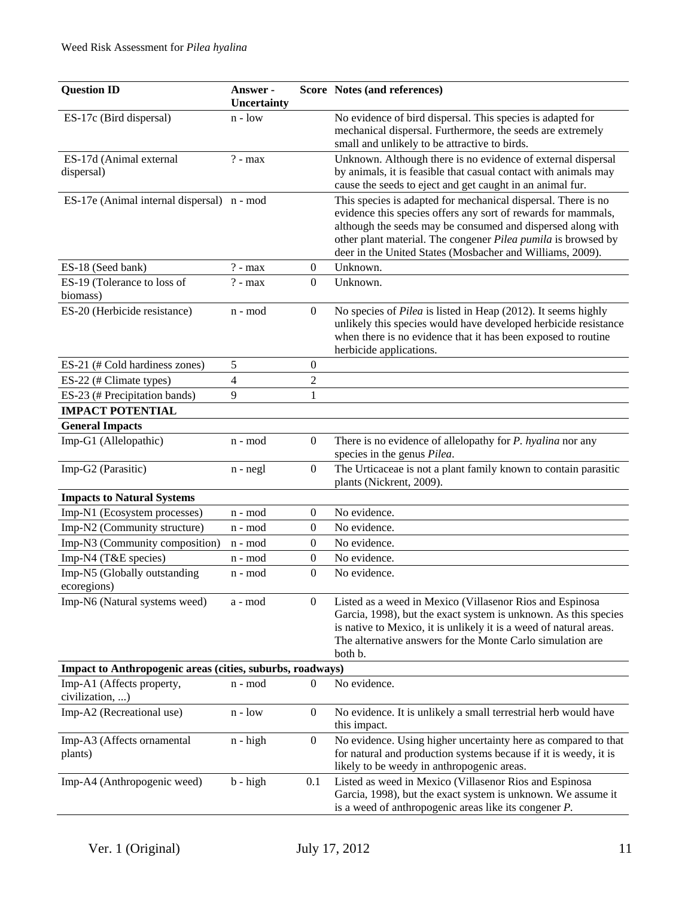| Question ID | Answer - Uncertainty | Score | Notes (and references) |
|---|---|---|---|
| ES-17c (Bird dispersal) | n - low | | No evidence of bird dispersal. This species is adapted for mechanical dispersal. Furthermore, the seeds are extremely small and unlikely to be attractive to birds. |
| ES-17d (Animal external dispersal) | ? - max | | Unknown. Although there is no evidence of external dispersal by animals, it is feasible that casual contact with animals may cause the seeds to eject and get caught in an animal fur. |
| ES-17e (Animal internal dispersal) | n - mod | | This species is adapted for mechanical dispersal. There is no evidence this species offers any sort of rewards for mammals, although the seeds may be consumed and dispersed along with other plant material. The congener *Pilea pumila* is browsed by deer in the United States (Mosbacher and Williams, 2009). |
| ES-18 (Seed bank) | ? - max | 0 | Unknown. |
| ES-19 (Tolerance to loss of biomass) | ? - max | 0 | Unknown. |
| ES-20 (Herbicide resistance) | n - mod | 0 | No species of *Pilea* is listed in Heap (2012). It seems highly unlikely this species would have developed herbicide resistance when there is no evidence that it has been exposed to routine herbicide applications. |
| ES-21 (# Cold hardiness zones) | 5 | 0 | |
| ES-22 (# Climate types) | 4 | 2 | |
| ES-23 (# Precipitation bands) | 9 | 1 | |
| **IMPACT POTENTIAL** | | | |
| **General Impacts** | | | |
| Imp-G1 (Allelopathic) | n - mod | 0 | There is no evidence of allelopathy for *P. hyalina* nor any species in the genus *Pilea*. |
| Imp-G2 (Parasitic) | n - negl | 0 | The Urticaceae is not a plant family known to contain parasitic plants (Nickrent, 2009). |
| **Impacts to Natural Systems** | | | |
| Imp-N1 (Ecosystem processes) | n - mod | 0 | No evidence. |
| Imp-N2 (Community structure) | n - mod | 0 | No evidence. |
| Imp-N3 (Community composition) | n - mod | 0 | No evidence. |
| Imp-N4 (T&E species) | n - mod | 0 | No evidence. |
| Imp-N5 (Globally outstanding ecoregions) | n - mod | 0 | No evidence. |
| Imp-N6 (Natural systems weed) | a - mod | 0 | Listed as a weed in Mexico (Villasenor Rios and Espinosa Garcia, 1998), but the exact system is unknown. As this species is native to Mexico, it is unlikely it is a weed of natural areas. The alternative answers for the Monte Carlo simulation are both b. |
| **Impact to Anthropogenic areas (cities, suburbs, roadways)** | | | |
| Imp-A1 (Affects property, civilization, ...) | n - mod | 0 | No evidence. |
| Imp-A2 (Recreational use) | n - low | 0 | No evidence. It is unlikely a small terrestrial herb would have this impact. |
| Imp-A3 (Affects ornamental plants) | n - high | 0 | No evidence. Using higher uncertainty here as compared to that for natural and production systems because if it is weedy, it is likely to be weedy in anthropogenic areas. |
| Imp-A4 (Anthropogenic weed) | b - high | 0.1 | Listed as weed in Mexico (Villasenor Rios and Espinosa Garcia, 1998), but the exact system is unknown. We assume it is a weed of anthropogenic areas like its congener *P.* |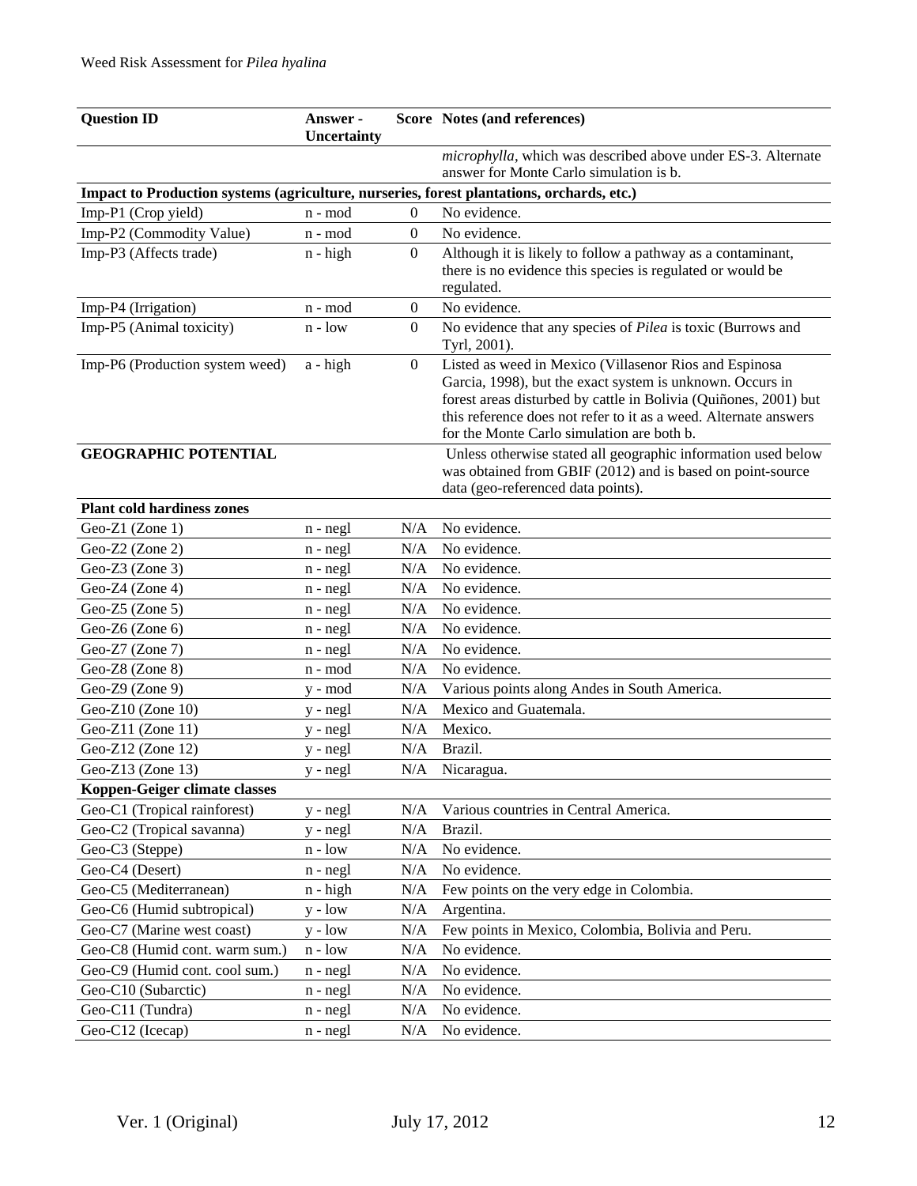| Question ID | Answer - Uncertainty | Score | Notes (and references) |
|---|---|---|---|
| | | | *microphylla*, which was described above under ES-3. Alternate answer for Monte Carlo simulation is b. |
| **Impact to Production systems (agriculture, nurseries, forest plantations, orchards, etc.)** | | | |
| Imp-P1 (Crop yield) | n - mod | 0 | No evidence. |
| Imp-P2 (Commodity Value) | n - mod | 0 | No evidence. |
| Imp-P3 (Affects trade) | n - high | 0 | Although it is likely to follow a pathway as a contaminant, there is no evidence this species is regulated or would be regulated. |
| Imp-P4 (Irrigation) | n - mod | 0 | No evidence. |
| Imp-P5 (Animal toxicity) | n - low | 0 | No evidence that any species of *Pilea* is toxic (Burrows and Tyrl, 2001). |
| Imp-P6 (Production system weed) | a - high | 0 | Listed as weed in Mexico (Villasenor Rios and Espinosa Garcia, 1998), but the exact system is unknown. Occurs in forest areas disturbed by cattle in Bolivia (Quiñones, 2001) but this reference does not refer to it as a weed. Alternate answers for the Monte Carlo simulation are both b. |
| **GEOGRAPHIC POTENTIAL** | | | Unless otherwise stated all geographic information used below was obtained from GBIF (2012) and is based on point-source data (geo-referenced data points). |
| **Plant cold hardiness zones** | | | |
| Geo-Z1 (Zone 1) | n - negl | N/A | No evidence. |
| Geo-Z2 (Zone 2) | n - negl | N/A | No evidence. |
| Geo-Z3 (Zone 3) | n - negl | N/A | No evidence. |
| Geo-Z4 (Zone 4) | n - negl | N/A | No evidence. |
| Geo-Z5 (Zone 5) | n - negl | N/A | No evidence. |
| Geo-Z6 (Zone 6) | n - negl | N/A | No evidence. |
| Geo-Z7 (Zone 7) | n - negl | N/A | No evidence. |
| Geo-Z8 (Zone 8) | n - mod | N/A | No evidence. |
| Geo-Z9 (Zone 9) | y - mod | N/A | Various points along Andes in South America. |
| Geo-Z10 (Zone 10) | y - negl | N/A | Mexico and Guatemala. |
| Geo-Z11 (Zone 11) | y - negl | N/A | Mexico. |
| Geo-Z12 (Zone 12) | y - negl | N/A | Brazil. |
| Geo-Z13 (Zone 13) | y - negl | N/A | Nicaragua. |
| **Koppen-Geiger climate classes** | | | |
| Geo-C1 (Tropical rainforest) | y - negl | N/A | Various countries in Central America. |
| Geo-C2 (Tropical savanna) | y - negl | N/A | Brazil. |
| Geo-C3 (Steppe) | n - low | N/A | No evidence. |
| Geo-C4 (Desert) | n - negl | N/A | No evidence. |
| Geo-C5 (Mediterranean) | n - high | N/A | Few points on the very edge in Colombia. |
| Geo-C6 (Humid subtropical) | y - low | N/A | Argentina. |
| Geo-C7 (Marine west coast) | y - low | N/A | Few points in Mexico, Colombia, Bolivia and Peru. |
| Geo-C8 (Humid cont. warm sum.) | n - low | N/A | No evidence. |
| Geo-C9 (Humid cont. cool sum.) | n - negl | N/A | No evidence. |
| Geo-C10 (Subarctic) | n - negl | N/A | No evidence. |
| Geo-C11 (Tundra) | n - negl | N/A | No evidence. |
| Geo-C12 (Icecap) | n - negl | N/A | No evidence. |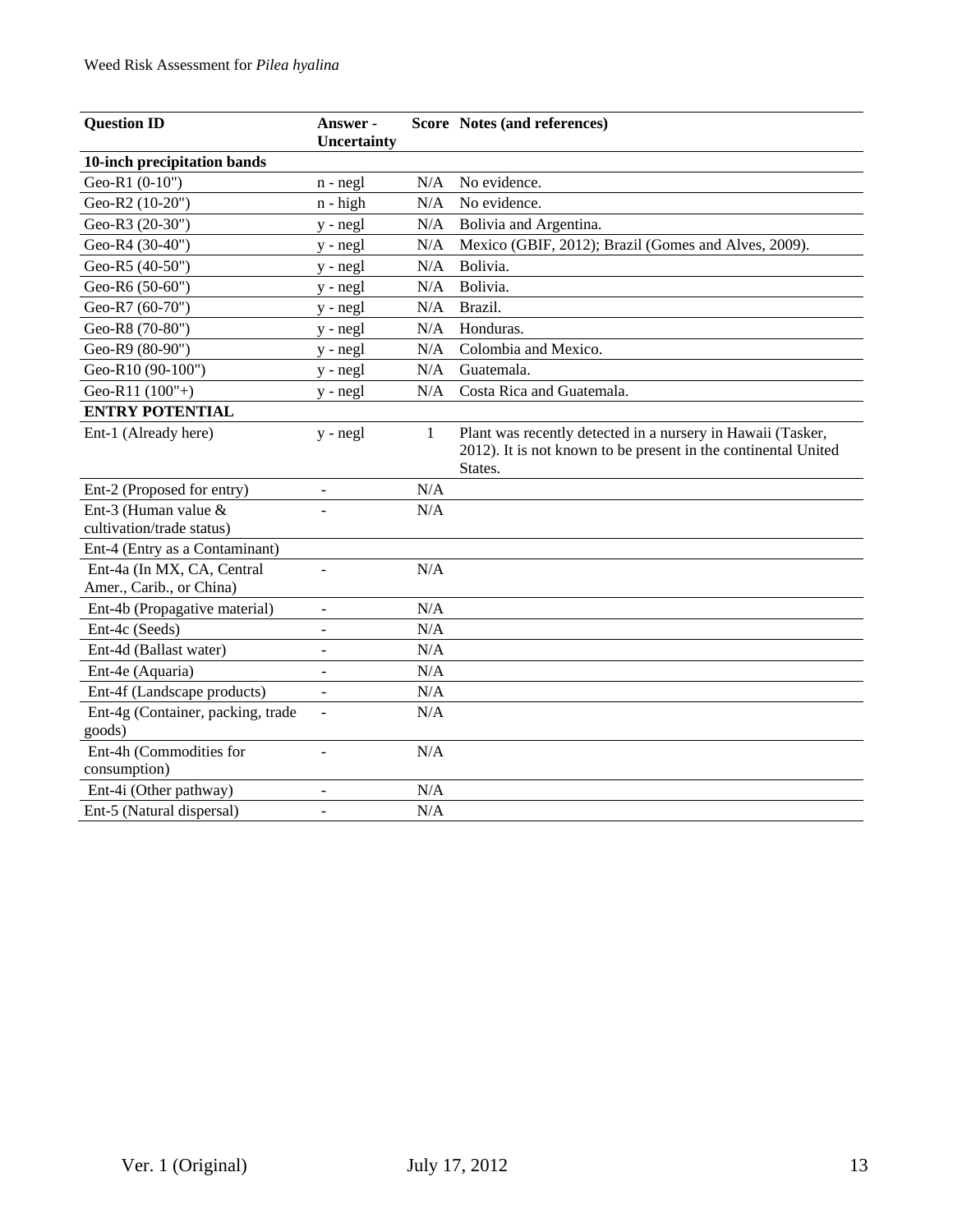| Question ID | Answer - Uncertainty | Score | Notes (and references) |
|---|---|---|---|
| **10-inch precipitation bands** | | | |
| Geo-R1 (0-10") | n - negl | N/A | No evidence. |
| Geo-R2 (10-20") | n - high | N/A | No evidence. |
| Geo-R3 (20-30") | y - negl | N/A | Bolivia and Argentina. |
| Geo-R4 (30-40") | y - negl | N/A | Mexico (GBIF, 2012); Brazil (Gomes and Alves, 2009). |
| Geo-R5 (40-50") | y - negl | N/A | Bolivia. |
| Geo-R6 (50-60") | y - negl | N/A | Bolivia. |
| Geo-R7 (60-70") | y - negl | N/A | Brazil. |
| Geo-R8 (70-80") | y - negl | N/A | Honduras. |
| Geo-R9 (80-90") | y - negl | N/A | Colombia and Mexico. |
| Geo-R10 (90-100") | y - negl | N/A | Guatemala. |
| Geo-R11 (100"+) | y - negl | N/A | Costa Rica and Guatemala. |
| **ENTRY POTENTIAL** | | | |
| Ent-1 (Already here) | y - negl | 1 | Plant was recently detected in a nursery in Hawaii (Tasker, 2012). It is not known to be present in the continental United States. |
| Ent-2 (Proposed for entry) | - | N/A | |
| Ent-3 (Human value & cultivation/trade status) | - | N/A | |
| Ent-4 (Entry as a Contaminant) | | | |
| Ent-4a (In MX, CA, Central Amer., Carib., or China) | - | N/A | |
| Ent-4b (Propagative material) | - | N/A | |
| Ent-4c (Seeds) | - | N/A | |
| Ent-4d (Ballast water) | - | N/A | |
| Ent-4e (Aquaria) | - | N/A | |
| Ent-4f (Landscape products) | - | N/A | |
| Ent-4g (Container, packing, trade goods) | - | N/A | |
| Ent-4h (Commodities for consumption) | - | N/A | |
| Ent-4i (Other pathway) | - | N/A | |
| Ent-5 (Natural dispersal) | - | N/A | |